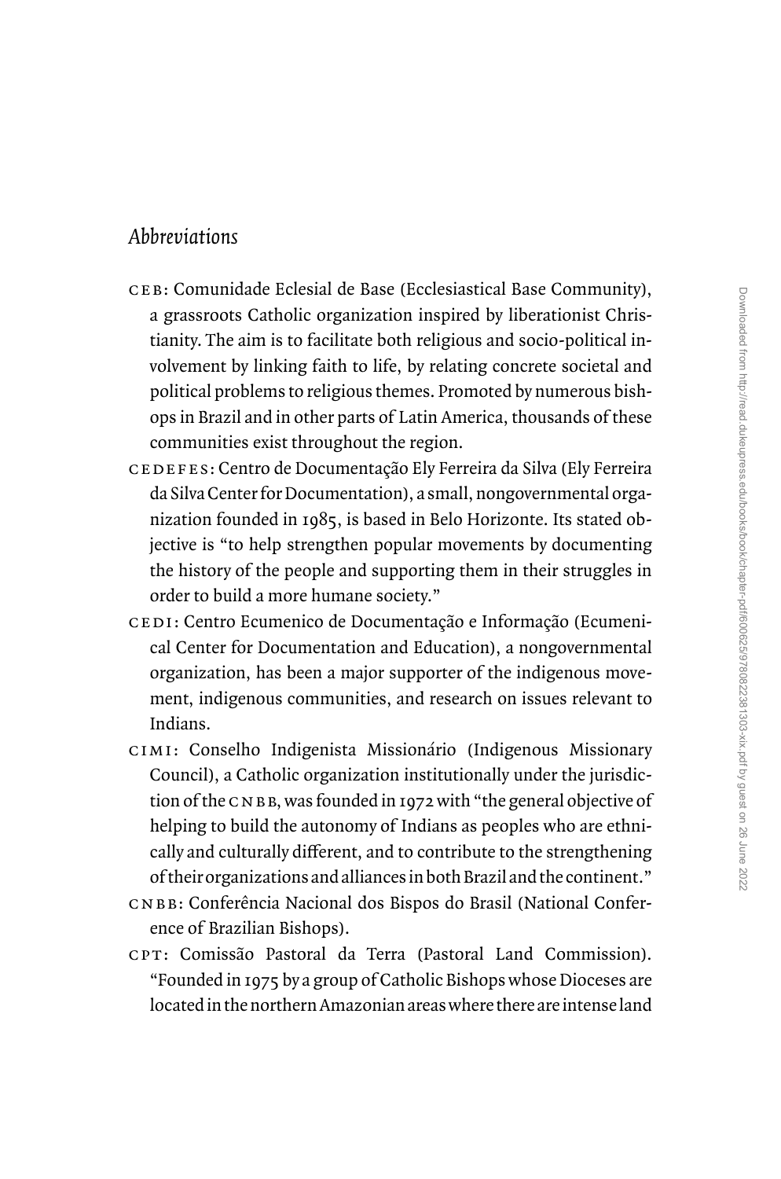*Abbreviations*

CEB: Comunidade Eclesial de Base (Ecclesiastical Base Community), a grassroots Catholic organization inspired by liberationist Christianity. The aim is to facilitate both religious and socio-political involvement by linking faith to life, by relating concrete societal and political problems to religious themes. Promoted by numerous bishops in Brazil and in other parts of Latin America, thousands of these communities exist throughout the region.

CEDEFES: Centro de Documentação Ely Ferreira da Silva (Ely Ferreira da Silva Center for Documentation), a small, nongovernmental organization founded in 1985, is based in Belo Horizonte. Its stated objective is "to help strengthen popular movements by documenting the history of the people and supporting them in their struggles in order to build a more humane society."

CEDI: Centro Ecumenico de Documentação e Informação (Ecumenical Center for Documentation and Education), a nongovernmental organization, has been a major supporter of the indigenous movement, indigenous communities, and research on issues relevant to Indians.

CIMI: Conselho Indigenista Missionário (Indigenous Missionary Council), a Catholic organization institutionally under the jurisdiction of the CNBB, was founded in 1972 with "the general objective of helping to build the autonomy of Indians as peoples who are ethnically and culturally different, and to contribute to the strengthening of their organizations and alliances in both Brazil and the continent."

CNBB: Conferência Nacional dos Bispos do Brasil (National Conference of Brazilian Bishops).

CPT: Comissão Pastoral da Terra (Pastoral Land Commission). "Founded in 1975 by a group of Catholic Bishops whose Dioceses are located in the northern Amazonian areas where there are intense land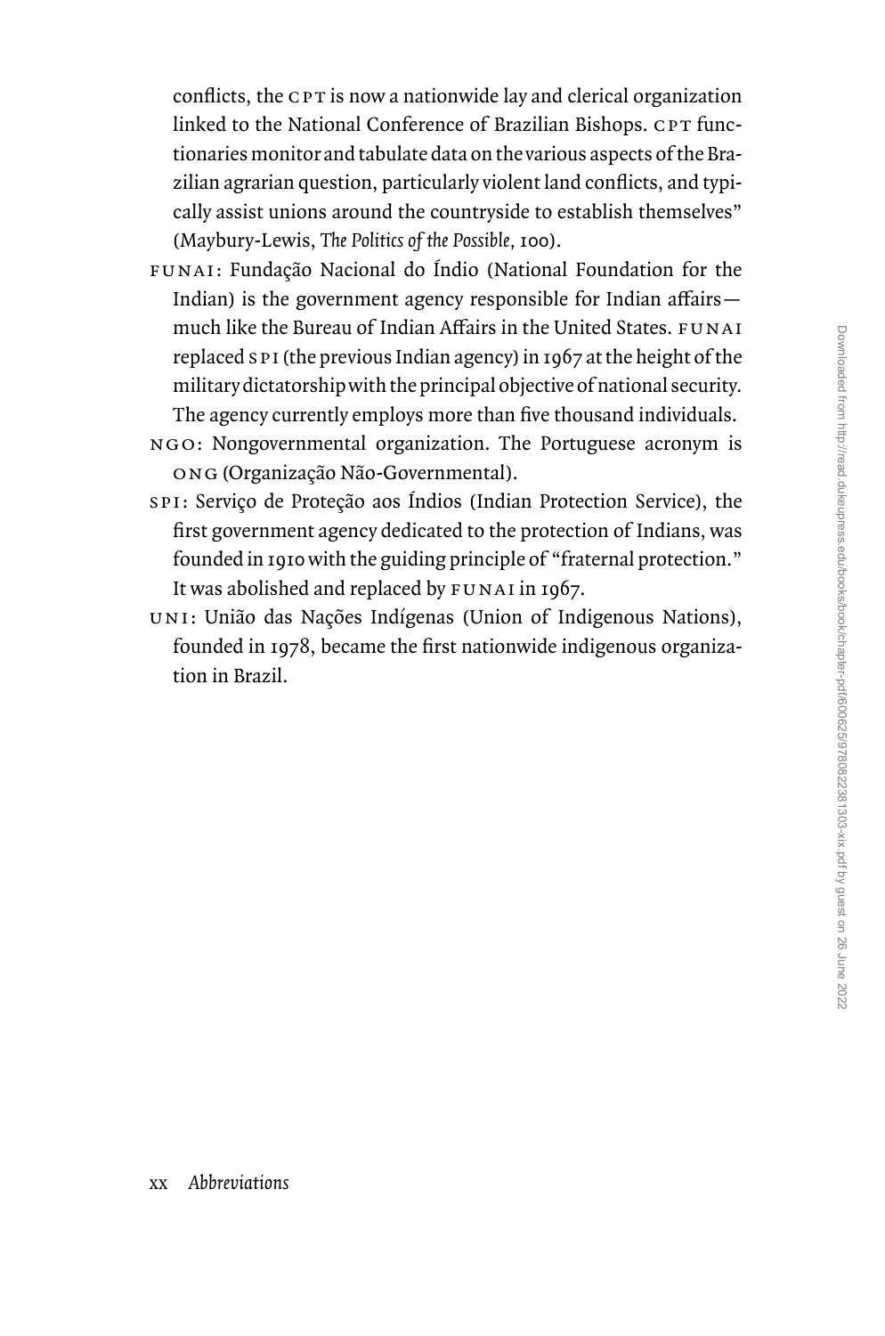conflicts, the CPT is now a nationwide lay and clerical organization linked to the National Conference of Brazilian Bishops. CPT functionaries monitor and tabulate data on the various aspects of the Brazilian agrarian question, particularly violent land conflicts, and typically assist unions around the countryside to establish themselves" (Maybury-Lewis, *The Politics of the Possible*, 100).

FUNAI: Fundação Nacional do Índio (National Foundation for the Indian) is the government agency responsible for Indian affairs—much like the Bureau of Indian Affairs in the United States. FUNAI replaced SPI (the previous Indian agency) in 1967 at the height of the military dictatorship with the principal objective of national security. The agency currently employs more than five thousand individuals.

NGO: Nongovernmental organization. The Portuguese acronym is ONG (Organização Não-Governmental).

SPI: Serviço de Proteção aos Índios (Indian Protection Service), the first government agency dedicated to the protection of Indians, was founded in 1910 with the guiding principle of "fraternal protection." It was abolished and replaced by FUNAI in 1967.

UNI: União das Nações Indígenas (Union of Indigenous Nations), founded in 1978, became the first nationwide indigenous organization in Brazil.